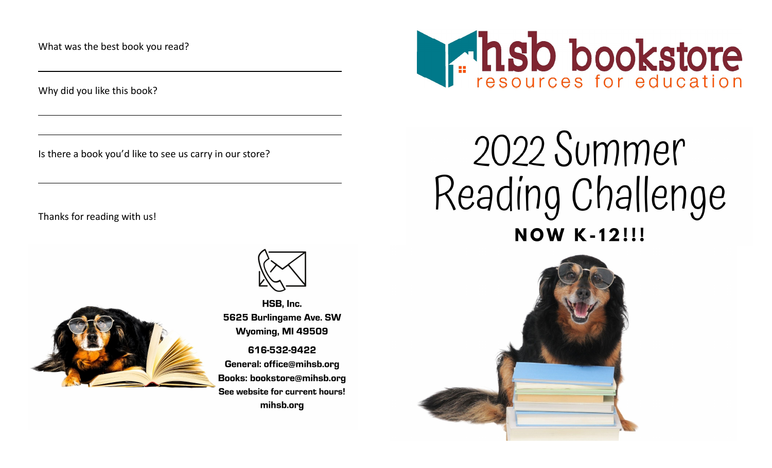What was the best book you read?

\_\_\_\_\_\_\_\_\_\_\_\_\_\_\_\_\_\_\_\_\_\_\_\_\_\_\_\_\_\_\_\_\_\_\_\_\_\_\_\_

Why did you like this book?

\_\_\_\_\_\_\_\_\_\_\_\_\_\_\_\_\_\_\_\_\_\_\_\_\_\_\_\_\_\_\_\_\_\_\_\_\_\_\_\_

\_\_\_\_\_\_\_\_\_\_\_\_\_\_\_\_\_\_\_\_\_\_\_\_\_\_\_\_\_\_\_\_\_\_\_\_\_\_\_\_

Is there a book you'd like to see us carry in our store?

\_\_\_\_\_\_\_\_\_\_\_\_\_\_\_\_\_\_\_\_\_\_\_\_\_\_\_\_\_\_\_\_\_\_\_\_\_\_\_\_

Thanks for reading with us!

**HSB, Inc.**
**5625 Burlingame Ave. SW**
**Wyoming, MI 49509**

**616-532-9422**
**General: office@mihsb.org**
**Books: bookstore@mihsb.org**
**See website for current hours!**
**mihsb.org**

hsb bookstore
resources for education

# 2022 Summer Reading Challenge

## NOW K-12!!!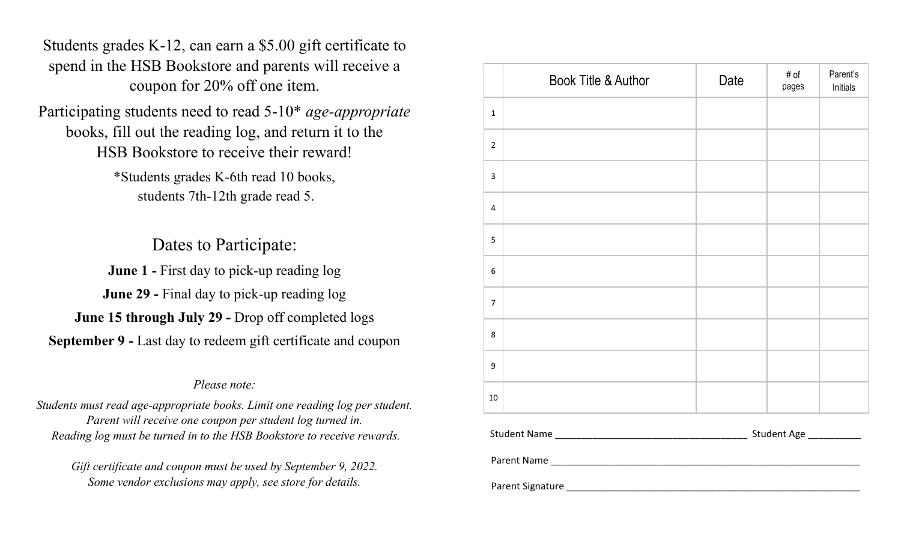Students grades K-12, can earn a $5.00 gift certificate to spend in the HSB Bookstore and parents will receive a coupon for 20% off one item.

Participating students need to read 5-10* *age-appropriate* books, fill out the reading log, and return it to the HSB Bookstore to receive their reward!

*Students grades K-6th read 10 books, students 7th-12th grade read 5.

## Dates to Participate:

**June 1 -** First day to pick-up reading log

**June 29 -** Final day to pick-up reading log

**June 15 through July 29 -** Drop off completed logs

**September 9 -** Last day to redeem gift certificate and coupon

*Please note:*

*Students must read age-appropriate books. Limit one reading log per student.*
*Parent will receive one coupon per student log turned in.*
*Reading log must be turned in to the HSB Bookstore to receive rewards.*

*Gift certificate and coupon must be used by September 9, 2022.*
*Some vendor exclusions may apply, see store for details.*

| | Book Title & Author | Date | # of pages | Parent's Initials |
|---|---|---|---|---|
| 1 | | | | |
| 2 | | | | |
| 3 | | | | |
| 4 | | | | |
| 5 | | | | |
| 6 | | | | |
| 7 | | | | |
| 8 | | | | |
| 9 | | | | |
| 10 | | | | |

Student Name ___________________________________ Student Age _________

Parent Name ___________________________________________________________

Parent Signature _______________________________________________________